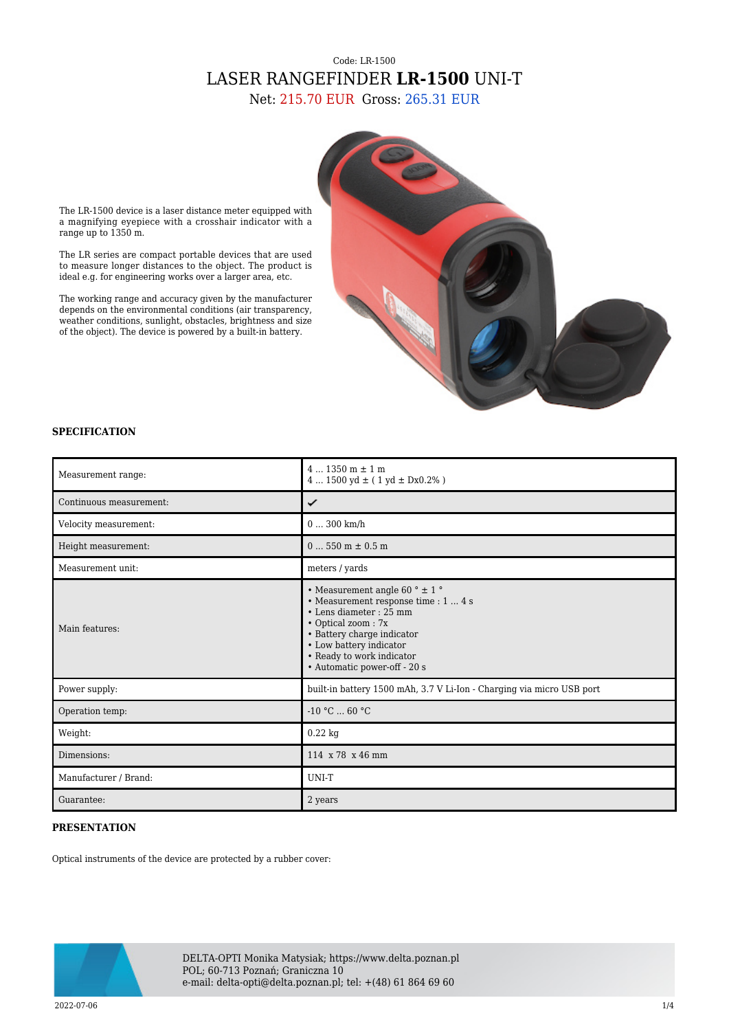Code: LR-1500

# LASER RANGEFINDER **LR-1500** UNI-T

Net: 215.70 EUR Gross: 265.31 EUR

The LR-1500 device is a laser distance meter equipped with a magnifying eyepiece with a crosshair indicator with a range up to 1350 m.

The LR series are compact portable devices that are used to measure longer distances to the object. The product is ideal e.g. for engineering works over a larger area, etc.

The working range and accuracy given by the manufacturer depends on the environmental conditions (air transparency, weather conditions, sunlight, obstacles, brightness and size of the object). The device is powered by a built-in battery.

## SPECIFICATION

| | |
|---|---|
| Measurement range: | 4 ... 1350 m ± 1 m<br>4 ... 1500 yd ± ( 1 yd ± Dx0.2% ) |
| Continuous measurement: | ✔ |
| Velocity measurement: | 0 ... 300 km/h |
| Height measurement: | 0 ... 550 m ± 0.5 m |
| Measurement unit: | meters / yards |
| Main features: | • Measurement angle 60 ° ± 1 °<br>• Measurement response time : 1 ... 4 s<br>• Lens diameter : 25 mm<br>• Optical zoom : 7x<br>• Battery charge indicator<br>• Low battery indicator<br>• Ready to work indicator<br>• Automatic power-off - 20 s |
| Power supply: | built-in battery 1500 mAh, 3.7 V Li-Ion - Charging via micro USB port |
| Operation temp: | -10 °C ... 60 °C |
| Weight: | 0.22 kg |
| Dimensions: | 114 x 78 x 46 mm |
| Manufacturer / Brand: | UNI-T |
| Guarantee: | 2 years |

## PRESENTATION

Optical instruments of the device are protected by a rubber cover:

DELTA-OPTI Monika Matysiak; https://www.delta.poznan.pl
POL; 60-713 Poznań; Graniczna 10
e-mail: delta-opti@delta.poznan.pl; tel: +(48) 61 864 69 60

2022-07-06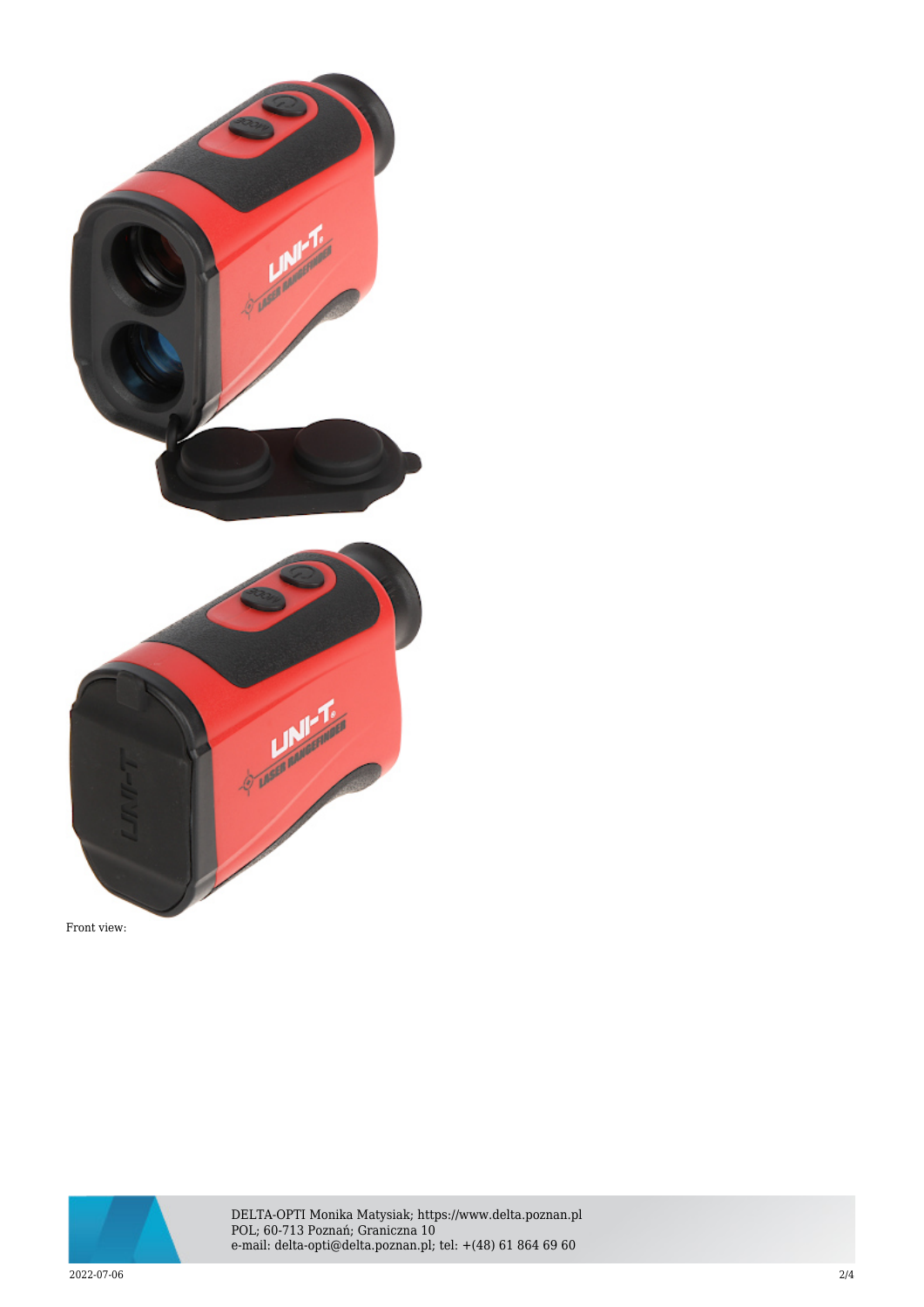Front view: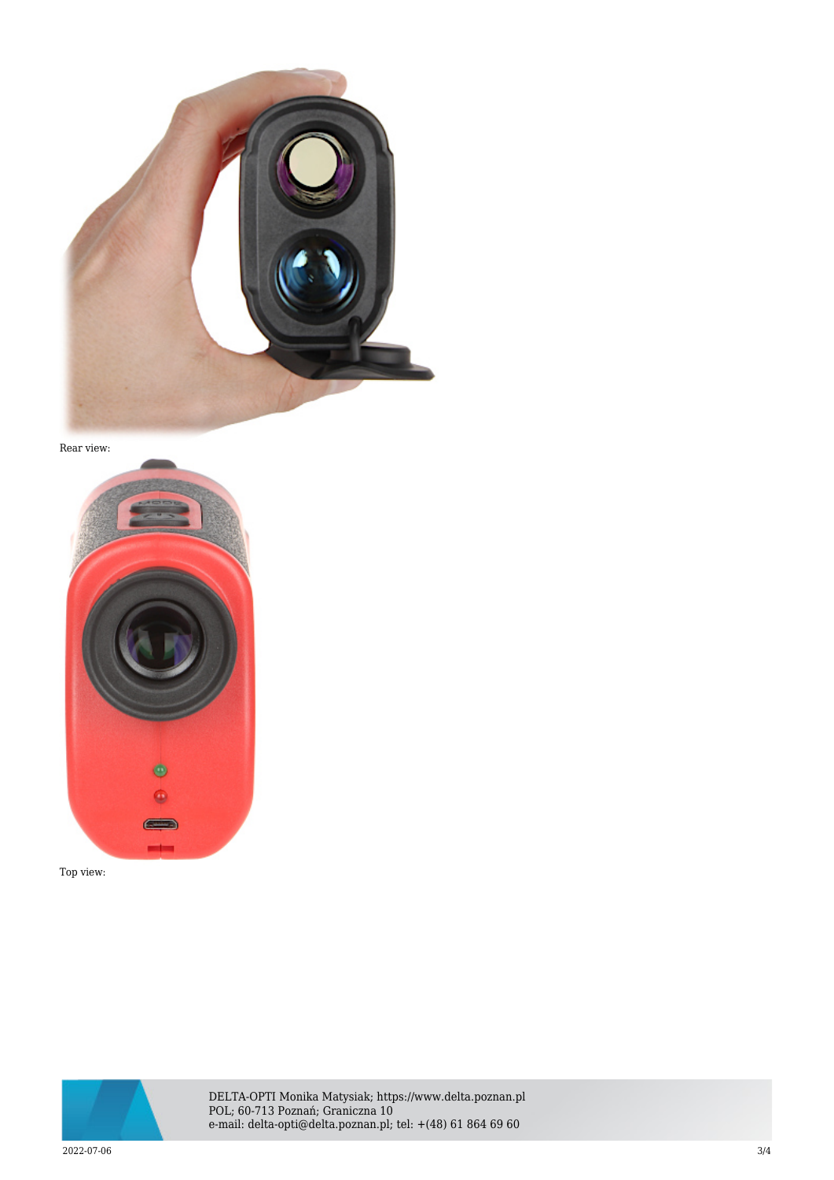Rear view:

Top view: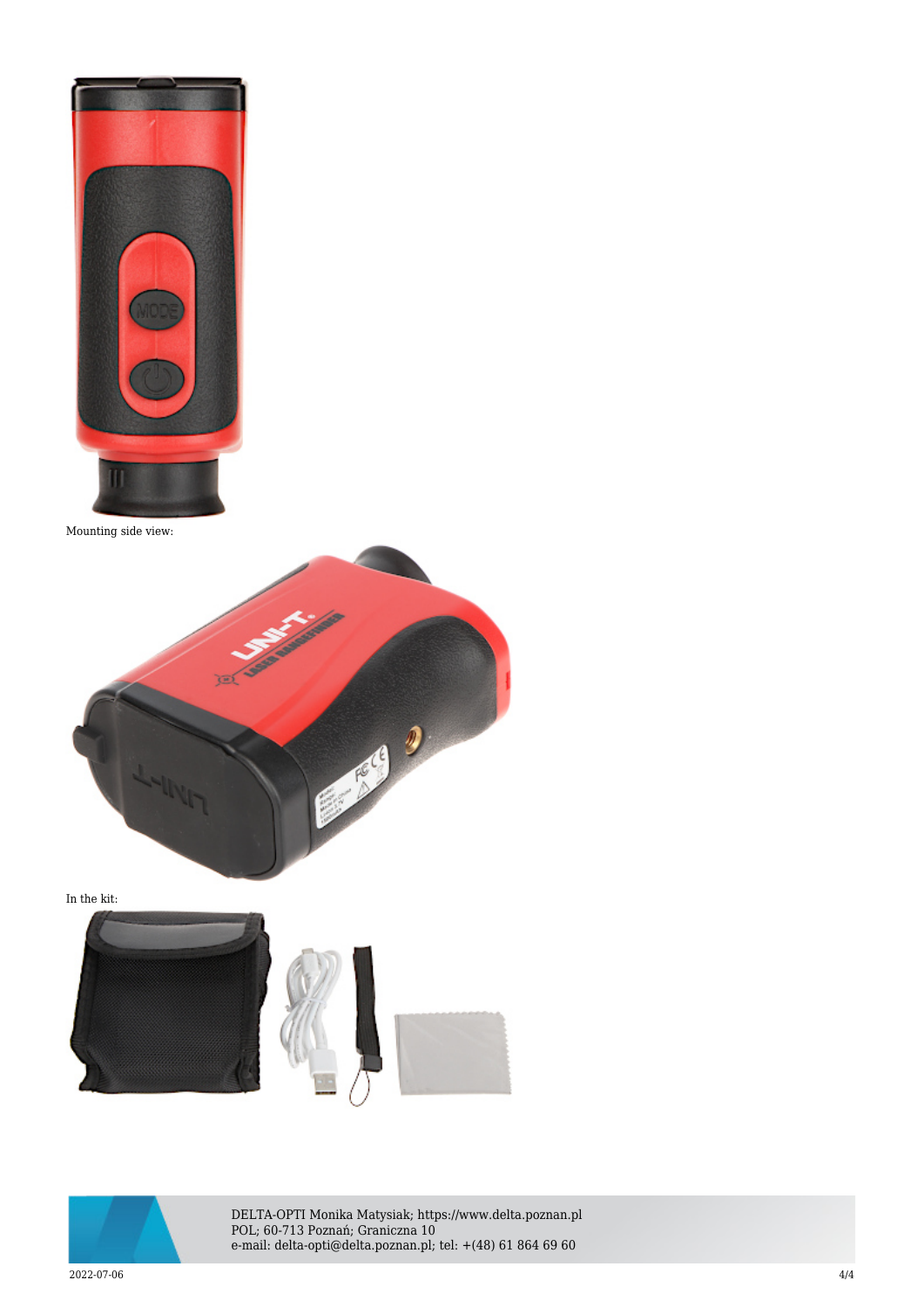Mounting side view:

In the kit: